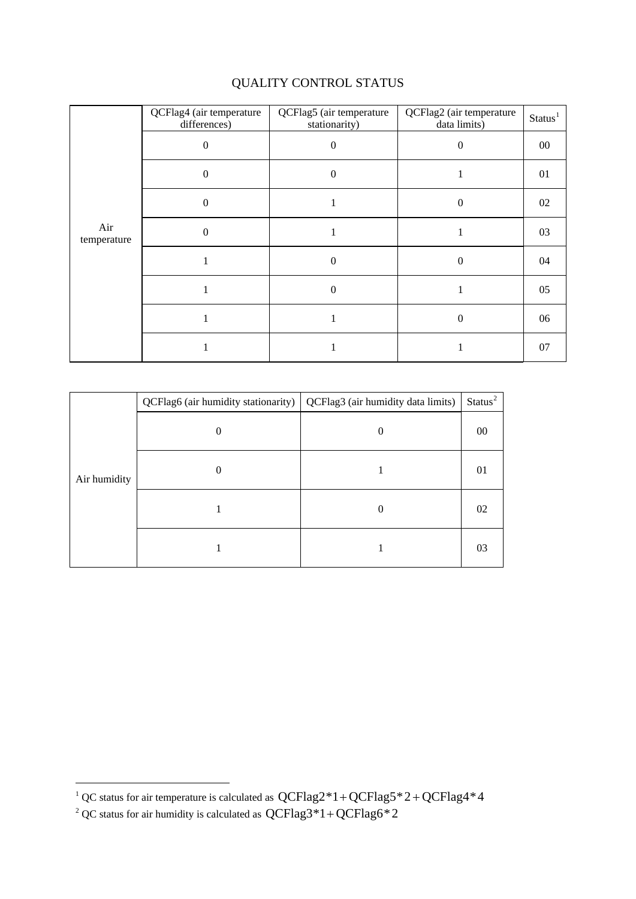# QUALITY CONTROL STATUS

| | QCFlag4 (air temperature differences) | QCFlag5 (air temperature stationarity) | QCFlag2 (air temperature data limits) | Status[1] |
|---|---|---|---|---|
| Air temperature | 0 | 0 | 0 | 00 |
| | 0 | 0 | 1 | 01 |
| | 0 | 1 | 0 | 02 |
| | 0 | 1 | 1 | 03 |
| | 1 | 0 | 0 | 04 |
| | 1 | 0 | 1 | 05 |
| | 1 | 1 | 0 | 06 |
| | 1 | 1 | 1 | 07 |

| | QCFlag6 (air humidity stationarity) | QCFlag3 (air humidity data limits) | Status[2] |
|---|---|---|---|
| Air humidity | 0 | 0 | 00 |
| | 0 | 1 | 01 |
| | 1 | 0 | 02 |
| | 1 | 1 | 03 |

[1] QC status for air temperature is calculated as $\text{QCFlag2}*1 + \text{QCFlag5}*2 + \text{QCFlag4}*4$

[2] QC status for air humidity is calculated as $\text{QCFlag3}*1 + \text{QCFlag6}*2$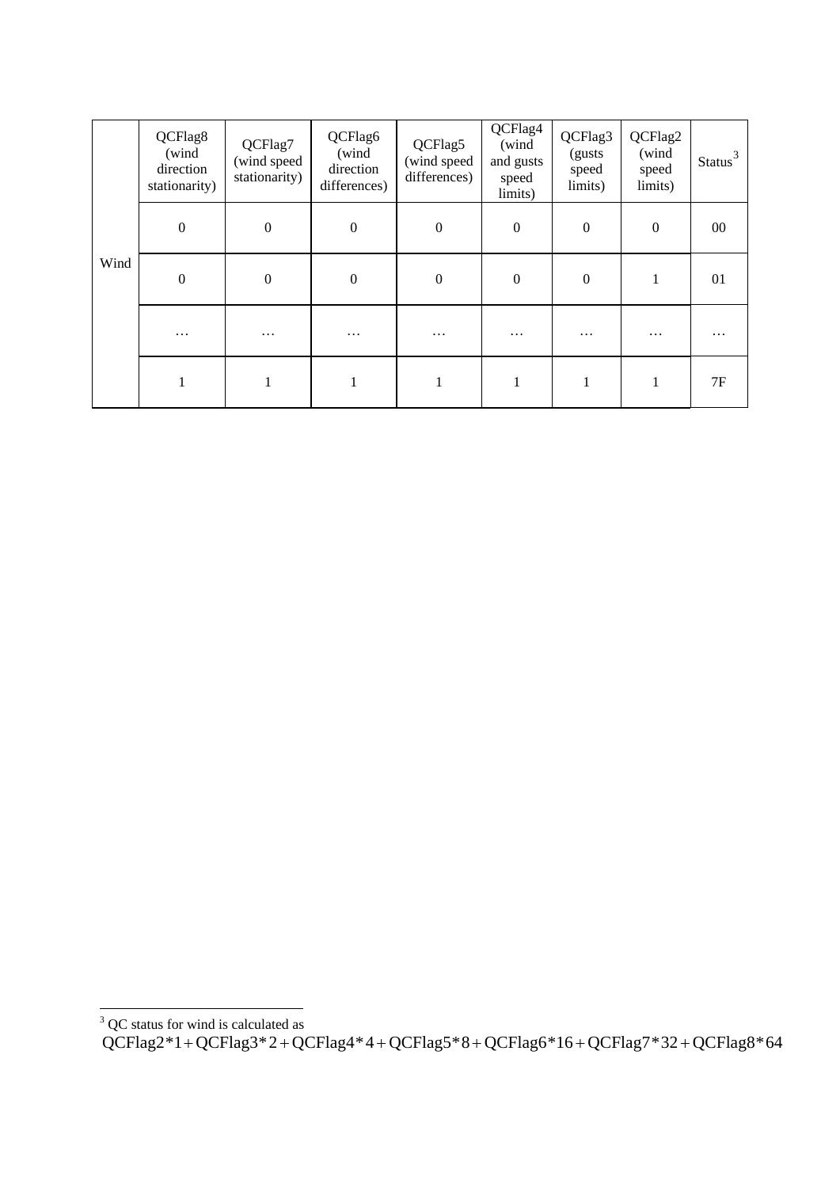| | QCFlag8 (wind direction stationarity) | QCFlag7 (wind speed stationarity) | QCFlag6 (wind direction differences) | QCFlag5 (wind speed differences) | QCFlag4 (wind and gusts speed limits) | QCFlag3 (gusts speed limits) | QCFlag2 (wind speed limits) | Status[3] |
|---|---|---|---|---|---|---|---|---|
| Wind | 0 | 0 | 0 | 0 | 0 | 0 | 0 | 00 |
| | 0 | 0 | 0 | 0 | 0 | 0 | 1 | 01 |
| | … | … | … | … | … | … | … | … |
| | 1 | 1 | 1 | 1 | 1 | 1 | 1 | 7F |

[3] QC status for wind is calculated as

$$QCFlag2*1+QCFlag3*2+QCFlag4*4+QCFlag5*8+QCFlag6*16+QCFlag7*32+QCFlag8*64$$